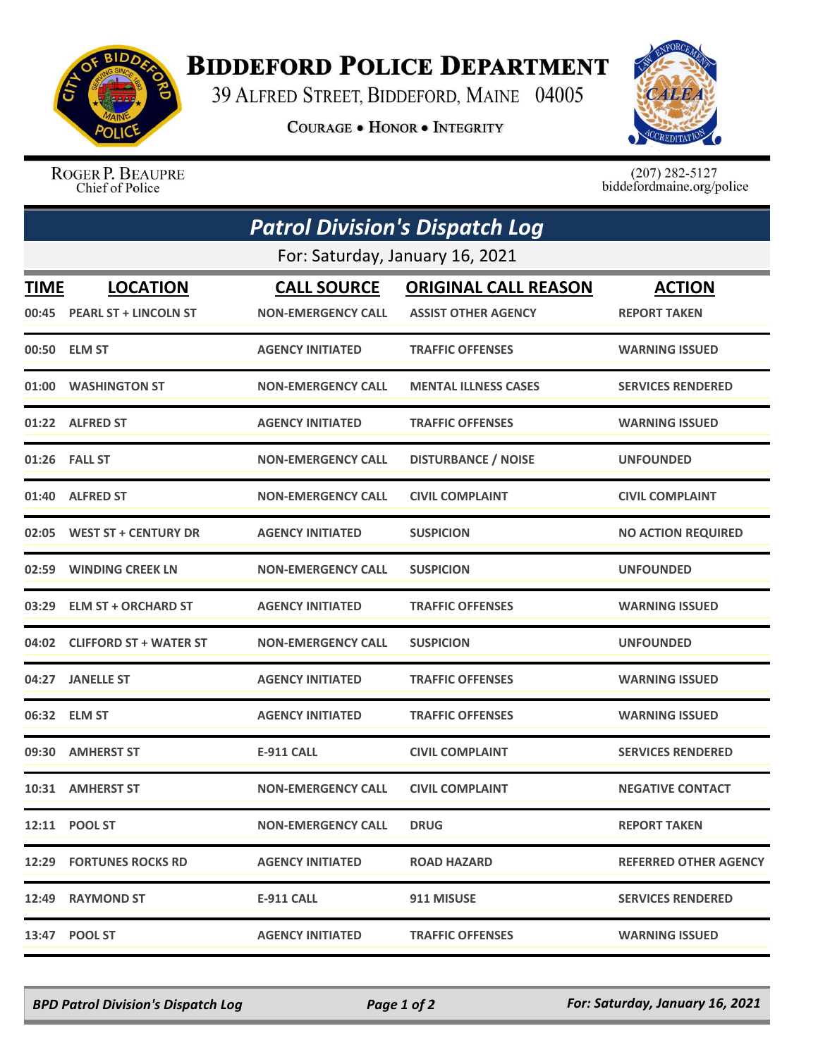# Biddeford Police Department

39 Alfred Street, Biddeford, Maine 04005

Courage • Honor • Integrity

Roger P. Beaupre
Chief of Police

(207) 282-5127
biddefordmaine.org/police

## Patrol Division's Dispatch Log

For: Saturday, January 16, 2021

| TIME | LOCATION | CALL SOURCE | ORIGINAL CALL REASON | ACTION |
|---|---|---|---|---|
| 00:45 | PEARL ST + LINCOLN ST | NON-EMERGENCY CALL | ASSIST OTHER AGENCY | REPORT TAKEN |
| 00:50 | ELM ST | AGENCY INITIATED | TRAFFIC OFFENSES | WARNING ISSUED |
| 01:00 | WASHINGTON ST | NON-EMERGENCY CALL | MENTAL ILLNESS CASES | SERVICES RENDERED |
| 01:22 | ALFRED ST | AGENCY INITIATED | TRAFFIC OFFENSES | WARNING ISSUED |
| 01:26 | FALL ST | NON-EMERGENCY CALL | DISTURBANCE / NOISE | UNFOUNDED |
| 01:40 | ALFRED ST | NON-EMERGENCY CALL | CIVIL COMPLAINT | CIVIL COMPLAINT |
| 02:05 | WEST ST + CENTURY DR | AGENCY INITIATED | SUSPICION | NO ACTION REQUIRED |
| 02:59 | WINDING CREEK LN | NON-EMERGENCY CALL | SUSPICION | UNFOUNDED |
| 03:29 | ELM ST + ORCHARD ST | AGENCY INITIATED | TRAFFIC OFFENSES | WARNING ISSUED |
| 04:02 | CLIFFORD ST + WATER ST | NON-EMERGENCY CALL | SUSPICION | UNFOUNDED |
| 04:27 | JANELLE ST | AGENCY INITIATED | TRAFFIC OFFENSES | WARNING ISSUED |
| 06:32 | ELM ST | AGENCY INITIATED | TRAFFIC OFFENSES | WARNING ISSUED |
| 09:30 | AMHERST ST | E-911 CALL | CIVIL COMPLAINT | SERVICES RENDERED |
| 10:31 | AMHERST ST | NON-EMERGENCY CALL | CIVIL COMPLAINT | NEGATIVE CONTACT |
| 12:11 | POOL ST | NON-EMERGENCY CALL | DRUG | REPORT TAKEN |
| 12:29 | FORTUNES ROCKS RD | AGENCY INITIATED | ROAD HAZARD | REFERRED OTHER AGENCY |
| 12:49 | RAYMOND ST | E-911 CALL | 911 MISUSE | SERVICES RENDERED |
| 13:47 | POOL ST | AGENCY INITIATED | TRAFFIC OFFENSES | WARNING ISSUED |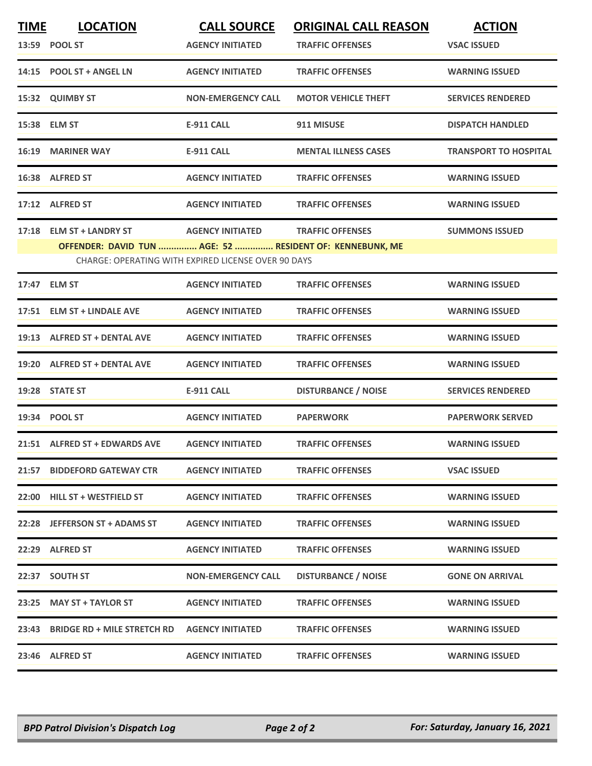| TIME | LOCATION | CALL SOURCE | ORIGINAL CALL REASON | ACTION |
|---|---|---|---|---|
| 13:59 | POOL ST | AGENCY INITIATED | TRAFFIC OFFENSES | VSAC ISSUED |
| 14:15 | POOL ST + ANGEL LN | AGENCY INITIATED | TRAFFIC OFFENSES | WARNING ISSUED |
| 15:32 | QUIMBY ST | NON-EMERGENCY CALL | MOTOR VEHICLE THEFT | SERVICES RENDERED |
| 15:38 | ELM ST | E-911 CALL | 911 MISUSE | DISPATCH HANDLED |
| 16:19 | MARINER WAY | E-911 CALL | MENTAL ILLNESS CASES | TRANSPORT TO HOSPITAL |
| 16:38 | ALFRED ST | AGENCY INITIATED | TRAFFIC OFFENSES | WARNING ISSUED |
| 17:12 | ALFRED ST | AGENCY INITIATED | TRAFFIC OFFENSES | WARNING ISSUED |
| 17:18 | ELM ST + LANDRY ST | AGENCY INITIATED | TRAFFIC OFFENSES | SUMMONS ISSUED |
| | OFFENDER: DAVID TUN ............... AGE: 52 ............... RESIDENT OF: KENNEBUNK, ME | | | |
| | CHARGE: OPERATING WITH EXPIRED LICENSE OVER 90 DAYS | | | |
| 17:47 | ELM ST | AGENCY INITIATED | TRAFFIC OFFENSES | WARNING ISSUED |
| 17:51 | ELM ST + LINDALE AVE | AGENCY INITIATED | TRAFFIC OFFENSES | WARNING ISSUED |
| 19:13 | ALFRED ST + DENTAL AVE | AGENCY INITIATED | TRAFFIC OFFENSES | WARNING ISSUED |
| 19:20 | ALFRED ST + DENTAL AVE | AGENCY INITIATED | TRAFFIC OFFENSES | WARNING ISSUED |
| 19:28 | STATE ST | E-911 CALL | DISTURBANCE / NOISE | SERVICES RENDERED |
| 19:34 | POOL ST | AGENCY INITIATED | PAPERWORK | PAPERWORK SERVED |
| 21:51 | ALFRED ST + EDWARDS AVE | AGENCY INITIATED | TRAFFIC OFFENSES | WARNING ISSUED |
| 21:57 | BIDDEFORD GATEWAY CTR | AGENCY INITIATED | TRAFFIC OFFENSES | VSAC ISSUED |
| 22:00 | HILL ST + WESTFIELD ST | AGENCY INITIATED | TRAFFIC OFFENSES | WARNING ISSUED |
| 22:28 | JEFFERSON ST + ADAMS ST | AGENCY INITIATED | TRAFFIC OFFENSES | WARNING ISSUED |
| 22:29 | ALFRED ST | AGENCY INITIATED | TRAFFIC OFFENSES | WARNING ISSUED |
| 22:37 | SOUTH ST | NON-EMERGENCY CALL | DISTURBANCE / NOISE | GONE ON ARRIVAL |
| 23:25 | MAY ST + TAYLOR ST | AGENCY INITIATED | TRAFFIC OFFENSES | WARNING ISSUED |
| 23:43 | BRIDGE RD + MILE STRETCH RD | AGENCY INITIATED | TRAFFIC OFFENSES | WARNING ISSUED |
| 23:46 | ALFRED ST | AGENCY INITIATED | TRAFFIC OFFENSES | WARNING ISSUED |